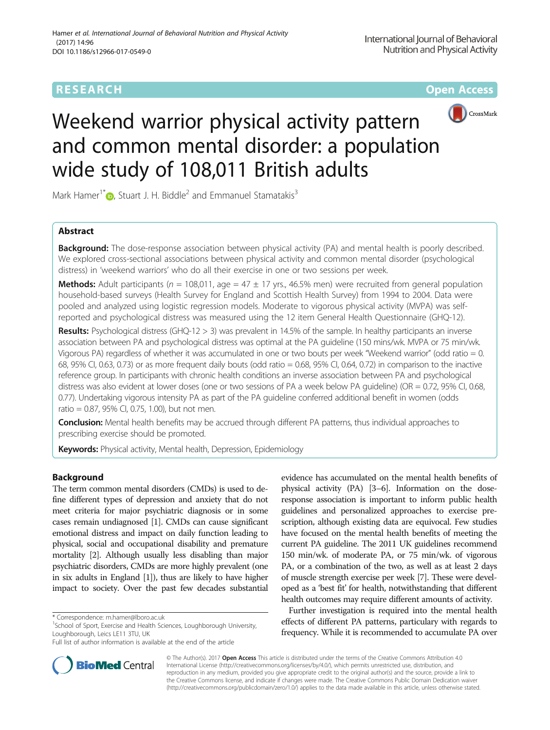RESEARCH · Open Access

# Weekend warrior physical activity pattern and common mental disorder: a population wide study of 108,011 British adults

Mark Hamer[1*], Stuart J. H. Biddle[2] and Emmanuel Stamatakis[3]

## Abstract

**Background:** The dose-response association between physical activity (PA) and mental health is poorly described. We explored cross-sectional associations between physical activity and common mental disorder (psychological distress) in 'weekend warriors' who do all their exercise in one or two sessions per week.

**Methods:** Adult participants (*n* = 108,011, age = 47 ± 17 yrs., 46.5% men) were recruited from general population household-based surveys (Health Survey for England and Scottish Health Survey) from 1994 to 2004. Data were pooled and analyzed using logistic regression models. Moderate to vigorous physical activity (MVPA) was self-reported and psychological distress was measured using the 12 item General Health Questionnaire (GHQ-12).

**Results:** Psychological distress (GHQ-12 > 3) was prevalent in 14.5% of the sample. In healthy participants an inverse association between PA and psychological distress was optimal at the PA guideline (150 mins/wk. MVPA or 75 min/wk. Vigorous PA) regardless of whether it was accumulated in one or two bouts per week "Weekend warrior" (odd ratio = 0.68, 95% CI, 0.63, 0.73) or as more frequent daily bouts (odd ratio = 0.68, 95% CI, 0.64, 0.72) in comparison to the inactive reference group. In participants with chronic health conditions an inverse association between PA and psychological distress was also evident at lower doses (one or two sessions of PA a week below PA guideline) (OR = 0.72, 95% CI, 0.68, 0.77). Undertaking vigorous intensity PA as part of the PA guideline conferred additional benefit in women (odds ratio = 0.87, 95% CI, 0.75, 1.00), but not men.

**Conclusion:** Mental health benefits may be accrued through different PA patterns, thus individual approaches to prescribing exercise should be promoted.

**Keywords:** Physical activity, Mental health, Depression, Epidemiology

## Background

The term common mental disorders (CMDs) is used to define different types of depression and anxiety that do not meet criteria for major psychiatric diagnosis or in some cases remain undiagnosed [1]. CMDs can cause significant emotional distress and impact on daily function leading to physical, social and occupational disability and premature mortality [2]. Although usually less disabling than major psychiatric disorders, CMDs are more highly prevalent (one in six adults in England [1]), thus are likely to have higher impact to society. Over the past few decades substantial evidence has accumulated on the mental health benefits of physical activity (PA) [3–6]. Information on the dose-response association is important to inform public health guidelines and personalized approaches to exercise prescription, although existing data are equivocal. Few studies have focused on the mental health benefits of meeting the current PA guideline. The 2011 UK guidelines recommend 150 min/wk. of moderate PA, or 75 min/wk. of vigorous PA, or a combination of the two, as well as at least 2 days of muscle strength exercise per week [7]. These were developed as a 'best fit' for health, notwithstanding that different health outcomes may require different amounts of activity.

Further investigation is required into the mental health effects of different PA patterns, particulary with regards to frequency. While it is recommended to accumulate PA over

\* Correspondence: m.hamer@lboro.ac.uk
[1]School of Sport, Exercise and Health Sciences, Loughborough University, Loughborough, Leics LE11 3TU, UK
Full list of author information is available at the end of the article

© The Author(s). 2017 **Open Access** This article is distributed under the terms of the Creative Commons Attribution 4.0 International License (http://creativecommons.org/licenses/by/4.0/), which permits unrestricted use, distribution, and reproduction in any medium, provided you give appropriate credit to the original author(s) and the source, provide a link to the Creative Commons license, and indicate if changes were made. The Creative Commons Public Domain Dedication waiver (http://creativecommons.org/publicdomain/zero/1.0/) applies to the data made available in this article, unless otherwise stated.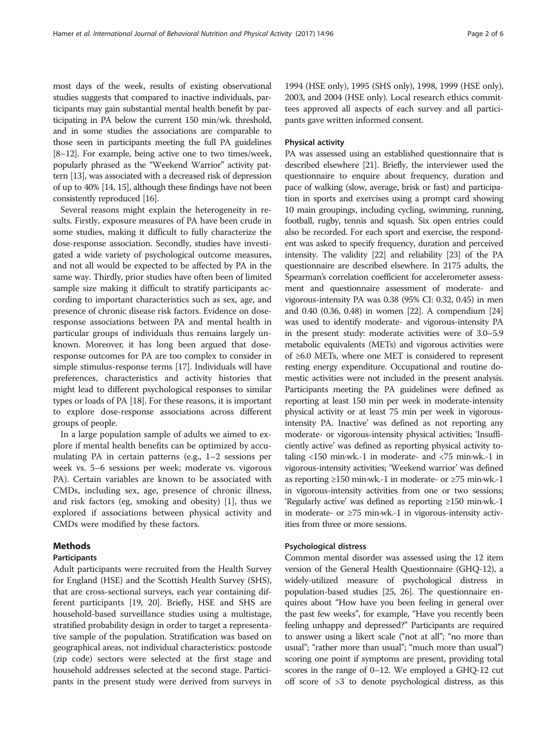most days of the week, results of existing observational studies suggests that compared to inactive individuals, participants may gain substantial mental health benefit by participating in PA below the current 150 min/wk. threshold, and in some studies the associations are comparable to those seen in participants meeting the full PA guidelines [8–12]. For example, being active one to two times/week, popularly phrased as the "Weekend Warrior" activity pattern [13], was associated with a decreased risk of depression of up to 40% [14, 15], although these findings have not been consistently reproduced [16].

Several reasons might explain the heterogeneity in results. Firstly, exposure measures of PA have been crude in some studies, making it difficult to fully characterize the dose-response association. Secondly, studies have investigated a wide variety of psychological outcome measures, and not all would be expected to be affected by PA in the same way. Thirdly, prior studies have often been of limited sample size making it difficult to stratify participants according to important characteristics such as sex, age, and presence of chronic disease risk factors. Evidence on dose-response associations between PA and mental health in particular groups of individuals thus remains largely unknown. Moreover, it has long been argued that dose-response outcomes for PA are too complex to consider in simple stimulus-response terms [17]. Individuals will have preferences, characteristics and activity histories that might lead to different psychological responses to similar types or loads of PA [18]. For these reasons, it is important to explore dose-response associations across different groups of people.

In a large population sample of adults we aimed to explore if mental health benefits can be optimized by accumulating PA in certain patterns (e.g., 1–2 sessions per week vs. 5–6 sessions per week; moderate vs. vigorous PA). Certain variables are known to be associated with CMDs, including sex, age, presence of chronic illness, and risk factors (eg, smoking and obesity) [1], thus we explored if associations between physical activity and CMDs were modified by these factors.

## Methods

### Participants

Adult participants were recruited from the Health Survey for England (HSE) and the Scottish Health Survey (SHS), that are cross-sectional surveys, each year containing different participants [19, 20]. Briefly, HSE and SHS are household-based surveillance studies using a multistage, stratified probability design in order to target a representative sample of the population. Stratification was based on geographical areas, not individual characteristics: postcode (zip code) sectors were selected at the first stage and household addresses selected at the second stage. Participants in the present study were derived from surveys in 1994 (HSE only), 1995 (SHS only), 1998, 1999 (HSE only), 2003, and 2004 (HSE only). Local research ethics committees approved all aspects of each survey and all participants gave written informed consent.

### Physical activity

PA was assessed using an established questionnaire that is described elsewhere [21]. Briefly, the interviewer used the questionnaire to enquire about frequency, duration and pace of walking (slow, average, brisk or fast) and participation in sports and exercises using a prompt card showing 10 main groupings, including cycling, swimming, running, football, rugby, tennis and squash. Six open entries could also be recorded. For each sport and exercise, the respondent was asked to specify frequency, duration and perceived intensity. The validity [22] and reliability [23] of the PA questionnaire are described elsewhere. In 2175 adults, the Spearman's correlation coefficient for accelerometer assessment and questionnaire assessment of moderate- and vigorous-intensity PA was 0.38 (95% CI: 0.32, 0.45) in men and 0.40 (0.36, 0.48) in women [22]. A compendium [24] was used to identify moderate- and vigorous-intensity PA in the present study: moderate activities were of 3.0–5.9 metabolic equivalents (METs) and vigorous activities were of ≥6.0 METs, where one MET is considered to represent resting energy expenditure. Occupational and routine domestic activities were not included in the present analysis. Participants meeting the PA guidelines were defined as reporting at least 150 min per week in moderate-intensity physical activity or at least 75 min per week in vigorous-intensity PA. Inactive' was defined as not reporting any moderate- or vigorous-intensity physical activities; 'Insufficiently active' was defined as reporting physical activity totaling <150 min·wk.-1 in moderate- and <75 min·wk.-1 in vigorous-intensity activities; 'Weekend warrior' was defined as reporting ≥150 min·wk.-1 in moderate- or ≥75 min·wk.-1 in vigorous-intensity activities from one or two sessions; 'Regularly active' was defined as reporting ≥150 min·wk.-1 in moderate- or ≥75 min·wk.-1 in vigorous-intensity activities from three or more sessions.

### Psychological distress

Common mental disorder was assessed using the 12 item version of the General Health Questionnaire (GHQ-12), a widely-utilized measure of psychological distress in population-based studies [25, 26]. The questionnaire enquires about "How have you been feeling in general over the past few weeks", for example, "Have you recently been feeling unhappy and depressed?" Participants are required to answer using a likert scale ("not at all"; "no more than usual"; "rather more than usual"; "much more than usual") scoring one point if symptoms are present, providing total scores in the range of 0–12. We employed a GHQ-12 cut off score of >3 to denote psychological distress, as this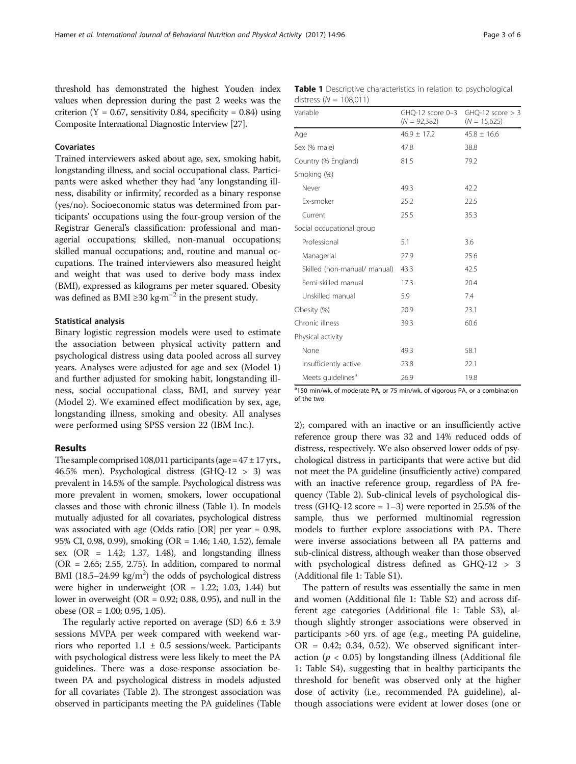threshold has demonstrated the highest Youden index values when depression during the past 2 weeks was the criterion (Y = 0.67, sensitivity 0.84, specificity = 0.84) using Composite International Diagnostic Interview [27].

### Covariates

Trained interviewers asked about age, sex, smoking habit, longstanding illness, and social occupational class. Participants were asked whether they had 'any longstanding illness, disability or infirmity', recorded as a binary response (yes/no). Socioeconomic status was determined from participants' occupations using the four-group version of the Registrar General's classification: professional and managerial occupations; skilled, non-manual occupations; skilled manual occupations; and, routine and manual occupations. The trained interviewers also measured height and weight that was used to derive body mass index (BMI), expressed as kilograms per meter squared. Obesity was defined as BMI ≥30 $kg{\cdot}m^{-2}$ in the present study.

### Statistical analysis

Binary logistic regression models were used to estimate the association between physical activity pattern and psychological distress using data pooled across all survey years. Analyses were adjusted for age and sex (Model 1) and further adjusted for smoking habit, longstanding illness, social occupational class, BMI, and survey year (Model 2). We examined effect modification by sex, age, longstanding illness, smoking and obesity. All analyses were performed using SPSS version 22 (IBM Inc.).

## Results

The sample comprised 108,011 participants (age = 47 ± 17 yrs., 46.5% men). Psychological distress (GHQ-12 > 3) was prevalent in 14.5% of the sample. Psychological distress was more prevalent in women, smokers, lower occupational classes and those with chronic illness (Table 1). In models mutually adjusted for all covariates, psychological distress was associated with age (Odds ratio [OR] per year = 0.98, 95% CI, 0.98, 0.99), smoking (OR = 1.46; 1.40, 1.52), female sex (OR = 1.42; 1.37, 1.48), and longstanding illness (OR = 2.65; 2.55, 2.75). In addition, compared to normal BMI (18.5–24.99 $kg/m^2$) the odds of psychological distress were higher in underweight (OR = 1.22; 1.03, 1.44) but lower in overweight (OR = 0.92; 0.88, 0.95), and null in the obese (OR = 1.00; 0.95, 1.05).

The regularly active reported on average (SD) 6.6 ± 3.9 sessions MVPA per week compared with weekend warriors who reported 1.1 ± 0.5 sessions/week. Participants with psychological distress were less likely to meet the PA guidelines. There was a dose-response association between PA and psychological distress in models adjusted for all covariates (Table 2). The strongest association was observed in participants meeting the PA guidelines (Table 2); compared with an inactive or an insufficiently active reference group there was 32 and 14% reduced odds of distress, respectively. We also observed lower odds of psychological distress in participants that were active but did not meet the PA guideline (insufficiently active) compared with an inactive reference group, regardless of PA frequency (Table 2). Sub-clinical levels of psychological distress (GHQ-12 score = 1–3) were reported in 25.5% of the sample, thus we performed multinomial regression models to further explore associations with PA. There were inverse associations between all PA patterns and sub-clinical distress, although weaker than those observed with psychological distress defined as GHQ-12 > 3 (Additional file 1: Table S1).

The pattern of results was essentially the same in men and women (Additional file 1: Table S2) and across different age categories (Additional file 1: Table S3), although slightly stronger associations were observed in participants >60 yrs. of age (e.g., meeting PA guideline, OR = 0.42; 0.34, 0.52). We observed significant interaction ($p < 0.05$) by longstanding illness (Additional file 1: Table S4), suggesting that in healthy participants the threshold for benefit was observed only at the higher dose of activity (i.e., recommended PA guideline), although associations were evident at lower doses (one or

**Table 1** Descriptive characteristics in relation to psychological distress (N = 108,011)

| Variable | GHQ-12 score 0–3 (N = 92,382) | GHQ-12 score > 3 (N = 15,625) |
|---|---|---|
| Age | 46.9 ± 17.2 | 45.8 ± 16.6 |
| Sex (% male) | 47.8 | 38.8 |
| Country (% England) | 81.5 | 79.2 |
| Smoking (%) | | |
| Never | 49.3 | 42.2 |
| Ex-smoker | 25.2 | 22.5 |
| Current | 25.5 | 35.3 |
| Social occupational group | | |
| Professional | 5.1 | 3.6 |
| Managerial | 27.9 | 25.6 |
| Skilled (non-manual/ manual) | 43.3 | 42.5 |
| Semi-skilled manual | 17.3 | 20.4 |
| Unskilled manual | 5.9 | 7.4 |
| Obesity (%) | 20.9 | 23.1 |
| Chronic illness | 39.3 | 60.6 |
| Physical activity | | |
| None | 49.3 | 58.1 |
| Insufficiently active | 23.8 | 22.1 |
| Meets guidelines[a] | 26.9 | 19.8 |

[a]150 min/wk. of moderate PA, or 75 min/wk. of vigorous PA, or a combination of the two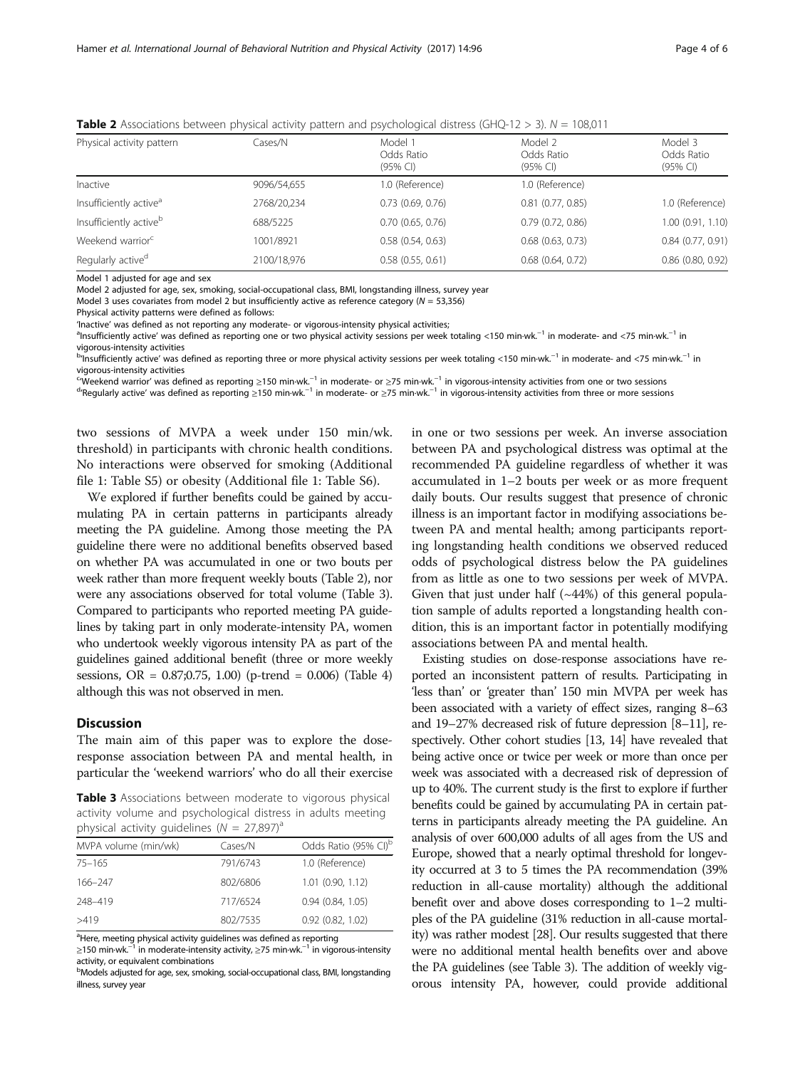**Table 2** Associations between physical activity pattern and psychological distress (GHQ-12 > 3). $N = 108{,}011$

| Physical activity pattern | Cases/N | Model 1 Odds Ratio (95% CI) | Model 2 Odds Ratio (95% CI) | Model 3 Odds Ratio (95% CI) |
|---|---|---|---|---|
| Inactive | 9096/54,655 | 1.0 (Reference) | 1.0 (Reference) | |
| Insufficiently active[a] | 2768/20,234 | 0.73 (0.69, 0.76) | 0.81 (0.77, 0.85) | 1.0 (Reference) |
| Insufficiently active[b] | 688/5225 | 0.70 (0.65, 0.76) | 0.79 (0.72, 0.86) | 1.00 (0.91, 1.10) |
| Weekend warrior[c] | 1001/8921 | 0.58 (0.54, 0.63) | 0.68 (0.63, 0.73) | 0.84 (0.77, 0.91) |
| Regularly active[d] | 2100/18,976 | 0.58 (0.55, 0.61) | 0.68 (0.64, 0.72) | 0.86 (0.80, 0.92) |

Model 1 adjusted for age and sex

Model 2 adjusted for age, sex, smoking, social-occupational class, BMI, longstanding illness, survey year

Model 3 uses covariates from model 2 but insufficiently active as reference category ($N = 53{,}356$)

Physical activity patterns were defined as follows:

'Inactive' was defined as not reporting any moderate- or vigorous-intensity physical activities;

[a]'Insufficiently active' was defined as reporting one or two physical activity sessions per week totaling <150 min·wk.$^{-1}$ in moderate- and <75 min·wk.$^{-1}$ in vigorous-intensity activities

[b]'Insufficiently active' was defined as reporting three or more physical activity sessions per week totaling <150 min·wk.$^{-1}$ in moderate- and <75 min·wk.$^{-1}$ in vigorous-intensity activities

[c]'Weekend warrior' was defined as reporting ≥150 min·wk.$^{-1}$ in moderate- or ≥75 min·wk.$^{-1}$ in vigorous-intensity activities from one or two sessions

[d]'Regularly active' was defined as reporting ≥150 min·wk.$^{-1}$ in moderate- or ≥75 min·wk.$^{-1}$ in vigorous-intensity activities from three or more sessions

two sessions of MVPA a week under 150 min/wk. threshold) in participants with chronic health conditions. No interactions were observed for smoking (Additional file 1: Table S5) or obesity (Additional file 1: Table S6).

We explored if further benefits could be gained by accumulating PA in certain patterns in participants already meeting the PA guideline. Among those meeting the PA guideline there were no additional benefits observed based on whether PA was accumulated in one or two bouts per week rather than more frequent weekly bouts (Table 2), nor were any associations observed for total volume (Table 3). Compared to participants who reported meeting PA guidelines by taking part in only moderate-intensity PA, women who undertook weekly vigorous intensity PA as part of the guidelines gained additional benefit (three or more weekly sessions, OR = 0.87;0.75, 1.00) (p-trend = 0.006) (Table 4) although this was not observed in men.

## Discussion

The main aim of this paper was to explore the dose-response association between PA and mental health, in particular the 'weekend warriors' who do all their exercise in one or two sessions per week. An inverse association between PA and psychological distress was optimal at the recommended PA guideline regardless of whether it was accumulated in 1–2 bouts per week or as more frequent daily bouts. Our results suggest that presence of chronic illness is an important factor in modifying associations between PA and mental health; among participants reporting longstanding health conditions we observed reduced odds of psychological distress below the PA guidelines from as little as one to two sessions per week of MVPA. Given that just under half (~44%) of this general population sample of adults reported a longstanding health condition, this is an important factor in potentially modifying associations between PA and mental health.

**Table 3** Associations between moderate to vigorous physical activity volume and psychological distress in adults meeting physical activity guidelines ($N = 27{,}897$)[a]

| MVPA volume (min/wk) | Cases/N | Odds Ratio (95% CI)[b] |
|---|---|---|
| 75–165 | 791/6743 | 1.0 (Reference) |
| 166–247 | 802/6806 | 1.01 (0.90, 1.12) |
| 248–419 | 717/6524 | 0.94 (0.84, 1.05) |
| >419 | 802/7535 | 0.92 (0.82, 1.02) |

[a]Here, meeting physical activity guidelines was defined as reporting ≥150 min·wk.$^{-1}$ in moderate-intensity activity, ≥75 min·wk.$^{-1}$ in vigorous-intensity activity, or equivalent combinations

[b]Models adjusted for age, sex, smoking, social-occupational class, BMI, longstanding illness, survey year

Existing studies on dose-response associations have reported an inconsistent pattern of results. Participating in 'less than' or 'greater than' 150 min MVPA per week has been associated with a variety of effect sizes, ranging 8–63 and 19–27% decreased risk of future depression [8–11], respectively. Other cohort studies [13, 14] have revealed that being active once or twice per week or more than once per week was associated with a decreased risk of depression of up to 40%. The current study is the first to explore if further benefits could be gained by accumulating PA in certain patterns in participants already meeting the PA guideline. An analysis of over 600,000 adults of all ages from the US and Europe, showed that a nearly optimal threshold for longevity occurred at 3 to 5 times the PA recommendation (39% reduction in all-cause mortality) although the additional benefit over and above doses corresponding to 1–2 multiples of the PA guideline (31% reduction in all-cause mortality) was rather modest [28]. Our results suggested that there were no additional mental health benefits over and above the PA guidelines (see Table 3). The addition of weekly vigorous intensity PA, however, could provide additional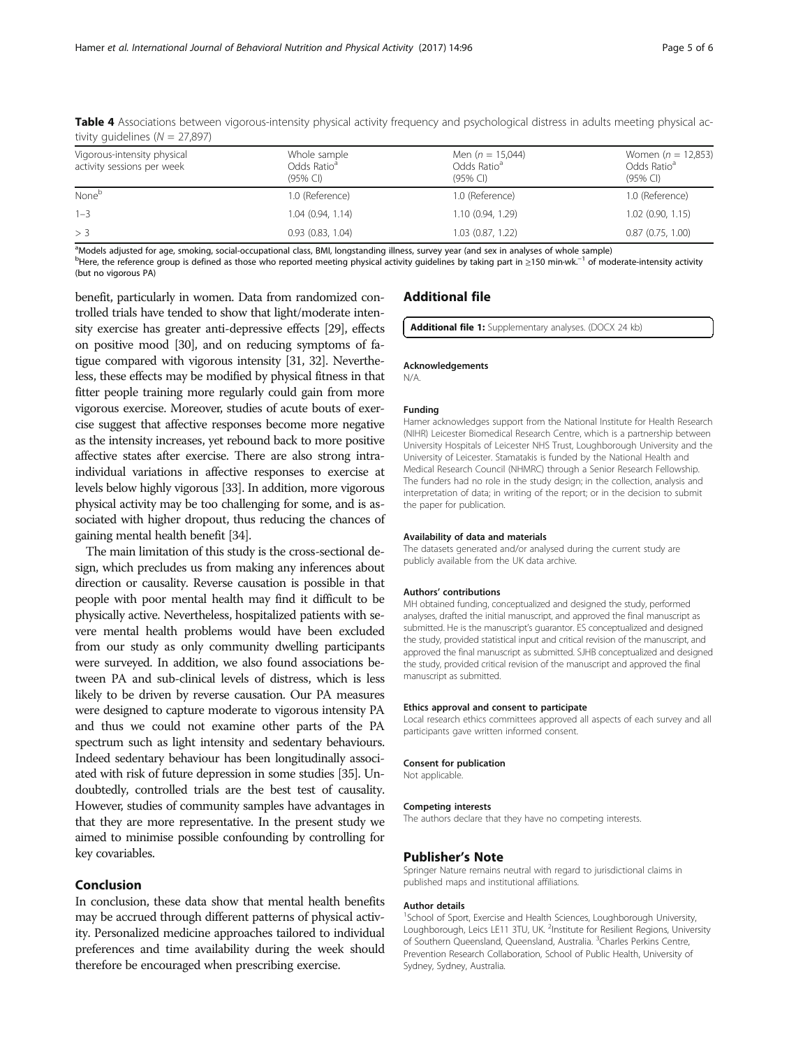**Table 4** Associations between vigorous-intensity physical activity frequency and psychological distress in adults meeting physical activity guidelines ($N$ = 27,897)

| Vigorous-intensity physical activity sessions per week | Whole sample Odds Ratio[a] (95% CI) | Men ($n$ = 15,044) Odds Ratio[a] (95% CI) | Women ($n$ = 12,853) Odds Ratio[a] (95% CI) |
|---|---|---|---|
| None[b] | 1.0 (Reference) | 1.0 (Reference) | 1.0 (Reference) |
| 1–3 | 1.04 (0.94, 1.14) | 1.10 (0.94, 1.29) | 1.02 (0.90, 1.15) |
| > 3 | 0.93 (0.83, 1.04) | 1.03 (0.87, 1.22) | 0.87 (0.75, 1.00) |

[a]Models adjusted for age, smoking, social-occupational class, BMI, longstanding illness, survey year (and sex in analyses of whole sample)
[b]Here, the reference group is defined as those who reported meeting physical activity guidelines by taking part in ≥150 min·wk.$^{-1}$ of moderate-intensity activity (but no vigorous PA)

benefit, particularly in women. Data from randomized controlled trials have tended to show that light/moderate intensity exercise has greater anti-depressive effects [29], effects on positive mood [30], and on reducing symptoms of fatigue compared with vigorous intensity [31, 32]. Nevertheless, these effects may be modified by physical fitness in that fitter people training more regularly could gain from more vigorous exercise. Moreover, studies of acute bouts of exercise suggest that affective responses become more negative as the intensity increases, yet rebound back to more positive affective states after exercise. There are also strong intra-individual variations in affective responses to exercise at levels below highly vigorous [33]. In addition, more vigorous physical activity may be too challenging for some, and is associated with higher dropout, thus reducing the chances of gaining mental health benefit [34].

The main limitation of this study is the cross-sectional design, which precludes us from making any inferences about direction or causality. Reverse causation is possible in that people with poor mental health may find it difficult to be physically active. Nevertheless, hospitalized patients with severe mental health problems would have been excluded from our study as only community dwelling participants were surveyed. In addition, we also found associations between PA and sub-clinical levels of distress, which is less likely to be driven by reverse causation. Our PA measures were designed to capture moderate to vigorous intensity PA and thus we could not examine other parts of the PA spectrum such as light intensity and sedentary behaviours. Indeed sedentary behaviour has been longitudinally associated with risk of future depression in some studies [35]. Undoubtedly, controlled trials are the best test of causality. However, studies of community samples have advantages in that they are more representative. In the present study we aimed to minimise possible confounding by controlling for key covariables.

## Conclusion

In conclusion, these data show that mental health benefits may be accrued through different patterns of physical activity. Personalized medicine approaches tailored to individual preferences and time availability during the week should therefore be encouraged when prescribing exercise.

## Additional file

**Additional file 1:** Supplementary analyses. (DOCX 24 kb)

#### Acknowledgements

N/A.

#### Funding

Hamer acknowledges support from the National Institute for Health Research (NIHR) Leicester Biomedical Research Centre, which is a partnership between University Hospitals of Leicester NHS Trust, Loughborough University and the University of Leicester. Stamatakis is funded by the National Health and Medical Research Council (NHMRC) through a Senior Research Fellowship. The funders had no role in the study design; in the collection, analysis and interpretation of data; in writing of the report; or in the decision to submit the paper for publication.

#### Availability of data and materials

The datasets generated and/or analysed during the current study are publicly available from the UK data archive.

#### Authors' contributions

MH obtained funding, conceptualized and designed the study, performed analyses, drafted the initial manuscript, and approved the final manuscript as submitted. He is the manuscript's guarantor. ES conceptualized and designed the study, provided statistical input and critical revision of the manuscript, and approved the final manuscript as submitted. SJHB conceptualized and designed the study, provided critical revision of the manuscript and approved the final manuscript as submitted.

#### Ethics approval and consent to participate

Local research ethics committees approved all aspects of each survey and all participants gave written informed consent.

#### Consent for publication

Not applicable.

#### Competing interests

The authors declare that they have no competing interests.

## Publisher's Note

Springer Nature remains neutral with regard to jurisdictional claims in published maps and institutional affiliations.

#### Author details

[1]School of Sport, Exercise and Health Sciences, Loughborough University, Loughborough, Leics LE11 3TU, UK. [2]Institute for Resilient Regions, University of Southern Queensland, Queensland, Australia. [3]Charles Perkins Centre, Prevention Research Collaboration, School of Public Health, University of Sydney, Sydney, Australia.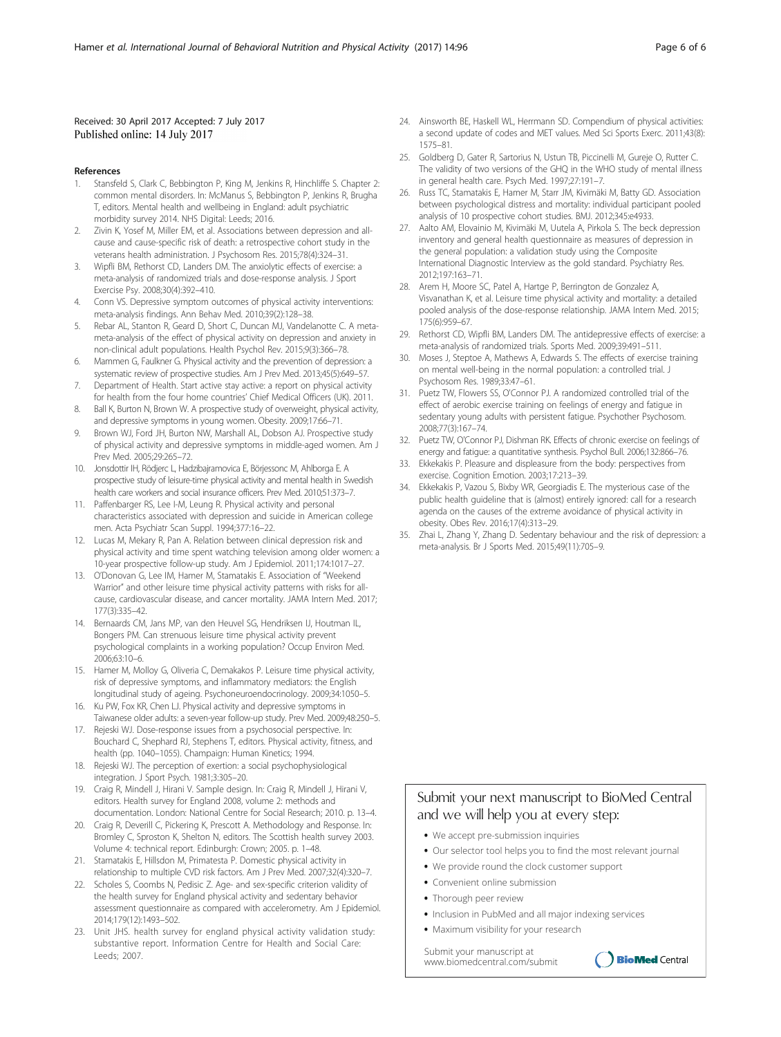Received: 30 April 2017 Accepted: 7 July 2017
Published online: 14 July 2017

## References

1. Stansfeld S, Clark C, Bebbington P, King M, Jenkins R, Hinchliffe S. Chapter 2: common mental disorders. In: McManus S, Bebbington P, Jenkins R, Brugha T, editors. Mental health and wellbeing in England: adult psychiatric morbidity survey 2014. NHS Digital: Leeds; 2016.
2. Zivin K, Yosef M, Miller EM, et al. Associations between depression and all-cause and cause-specific risk of death: a retrospective cohort study in the veterans health administration. J Psychosom Res. 2015;78(4):324–31.
3. Wipfli BM, Rethorst CD, Landers DM. The anxiolytic effects of exercise: a meta-analysis of randomized trials and dose-response analysis. J Sport Exercise Psy. 2008;30(4):392–410.
4. Conn VS. Depressive symptom outcomes of physical activity interventions: meta-analysis findings. Ann Behav Med. 2010;39(2):128–38.
5. Rebar AL, Stanton R, Geard D, Short C, Duncan MJ, Vandelanotte C. A meta-meta-analysis of the effect of physical activity on depression and anxiety in non-clinical adult populations. Health Psychol Rev. 2015;9(3):366–78.
6. Mammen G, Faulkner G. Physical activity and the prevention of depression: a systematic review of prospective studies. Am J Prev Med. 2013;45(5):649–57.
7. Department of Health. Start active stay active: a report on physical activity for health from the four home countries' Chief Medical Officers (UK). 2011.
8. Ball K, Burton N, Brown W. A prospective study of overweight, physical activity, and depressive symptoms in young women. Obesity. 2009;17:66–71.
9. Brown WJ, Ford JH, Burton NW, Marshall AL, Dobson AJ. Prospective study of physical activity and depressive symptoms in middle-aged women. Am J Prev Med. 2005;29:265–72.
10. Jonsdottir IH, Rödjerc L, Hadzibajramovica E, Börjessonc M, Ahlborga E. A prospective study of leisure-time physical activity and mental health in Swedish health care workers and social insurance officers. Prev Med. 2010;51:373–7.
11. Paffenbarger RS, Lee I-M, Leung R. Physical activity and personal characteristics associated with depression and suicide in American college men. Acta Psychiatr Scan Suppl. 1994;377:16–22.
12. Lucas M, Mekary R, Pan A. Relation between clinical depression risk and physical activity and time spent watching television among older women: a 10-year prospective follow-up study. Am J Epidemiol. 2011;174:1017–27.
13. O'Donovan G, Lee IM, Hamer M, Stamatakis E. Association of "Weekend Warrior" and other leisure time physical activity patterns with risks for all-cause, cardiovascular disease, and cancer mortality. JAMA Intern Med. 2017; 177(3):335–42.
14. Bernaards CM, Jans MP, van den Heuvel SG, Hendriksen IJ, Houtman IL, Bongers PM. Can strenuous leisure time physical activity prevent psychological complaints in a working population? Occup Environ Med. 2006;63:10–6.
15. Hamer M, Molloy G, Oliveria C, Demakakos P. Leisure time physical activity, risk of depressive symptoms, and inflammatory mediators: the English longitudinal study of ageing. Psychoneuroendocrinology. 2009;34:1050–5.
16. Ku PW, Fox KR, Chen LJ. Physical activity and depressive symptoms in Taiwanese older adults: a seven-year follow-up study. Prev Med. 2009;48:250–5.
17. Rejeski WJ. Dose-response issues from a psychosocial perspective. In: Bouchard C, Shephard RJ, Stephens T, editors. Physical activity, fitness, and health (pp. 1040–1055). Champaign: Human Kinetics; 1994.
18. Rejeski WJ. The perception of exertion: a social psychophysiological integration. J Sport Psych. 1981;3:305–20.
19. Craig R, Mindell J, Hirani V. Sample design. In: Craig R, Mindell J, Hirani V, editors. Health survey for England 2008, volume 2: methods and documentation. London: National Centre for Social Research; 2010. p. 13–4.
20. Craig R, Deverill C, Pickering K, Prescott A. Methodology and Response. In: Bromley C, Sproston K, Shelton N, editors. The Scottish health survey 2003. Volume 4: technical report. Edinburgh: Crown; 2005. p. 1–48.
21. Stamatakis E, Hillsdon M, Primatesta P. Domestic physical activity in relationship to multiple CVD risk factors. Am J Prev Med. 2007;32(4):320–7.
22. Scholes S, Coombs N, Pedisic Z. Age- and sex-specific criterion validity of the health survey for England physical activity and sedentary behavior assessment questionnaire as compared with accelerometry. Am J Epidemiol. 2014;179(12):1493–502.
23. Unit JHS. health survey for england physical activity validation study: substantive report. Information Centre for Health and Social Care: Leeds; 2007.
24. Ainsworth BE, Haskell WL, Herrmann SD. Compendium of physical activities: a second update of codes and MET values. Med Sci Sports Exerc. 2011;43(8): 1575–81.
25. Goldberg D, Gater R, Sartorius N, Ustun TB, Piccinelli M, Gureje O, Rutter C. The validity of two versions of the GHQ in the WHO study of mental illness in general health care. Psych Med. 1997;27:191–7.
26. Russ TC, Stamatakis E, Hamer M, Starr JM, Kivimäki M, Batty GD. Association between psychological distress and mortality: individual participant pooled analysis of 10 prospective cohort studies. BMJ. 2012;345:e4933.
27. Aalto AM, Elovainio M, Kivimäki M, Uutela A, Pirkola S. The beck depression inventory and general health questionnaire as measures of depression in the general population: a validation study using the Composite International Diagnostic Interview as the gold standard. Psychiatry Res. 2012;197:163–71.
28. Arem H, Moore SC, Patel A, Hartge P, Berrington de Gonzalez A, Visvanathan K, et al. Leisure time physical activity and mortality: a detailed pooled analysis of the dose-response relationship. JAMA Intern Med. 2015; 175(6):959–67.
29. Rethorst CD, Wipfli BM, Landers DM. The antidepressive effects of exercise: a meta-analysis of randomized trials. Sports Med. 2009;39:491–511.
30. Moses J, Steptoe A, Mathews A, Edwards S. The effects of exercise training on mental well-being in the normal population: a controlled trial. J Psychosom Res. 1989;33:47–61.
31. Puetz TW, Flowers SS, O'Connor PJ. A randomized controlled trial of the effect of aerobic exercise training on feelings of energy and fatigue in sedentary young adults with persistent fatigue. Psychother Psychosom. 2008;77(3):167–74.
32. Puetz TW, O'Connor PJ, Dishman RK. Effects of chronic exercise on feelings of energy and fatigue: a quantitative synthesis. Psychol Bull. 2006;132:866–76.
33. Ekkekakis P. Pleasure and displeasure from the body: perspectives from exercise. Cognition Emotion. 2003;17:213–39.
34. Ekkekakis P, Vazou S, Bixby WR, Georgiadis E. The mysterious case of the public health guideline that is (almost) entirely ignored: call for a research agenda on the causes of the extreme avoidance of physical activity in obesity. Obes Rev. 2016;17(4):313–29.
35. Zhai L, Zhang Y, Zhang D. Sedentary behaviour and the risk of depression: a meta-analysis. Br J Sports Med. 2015;49(11):705–9.

Submit your next manuscript to BioMed Central and we will help you at every step:

- We accept pre-submission inquiries
- Our selector tool helps you to find the most relevant journal
- We provide round the clock customer support
- Convenient online submission
- Thorough peer review
- Inclusion in PubMed and all major indexing services
- Maximum visibility for your research

Submit your manuscript at www.biomedcentral.com/submit

BioMed Central